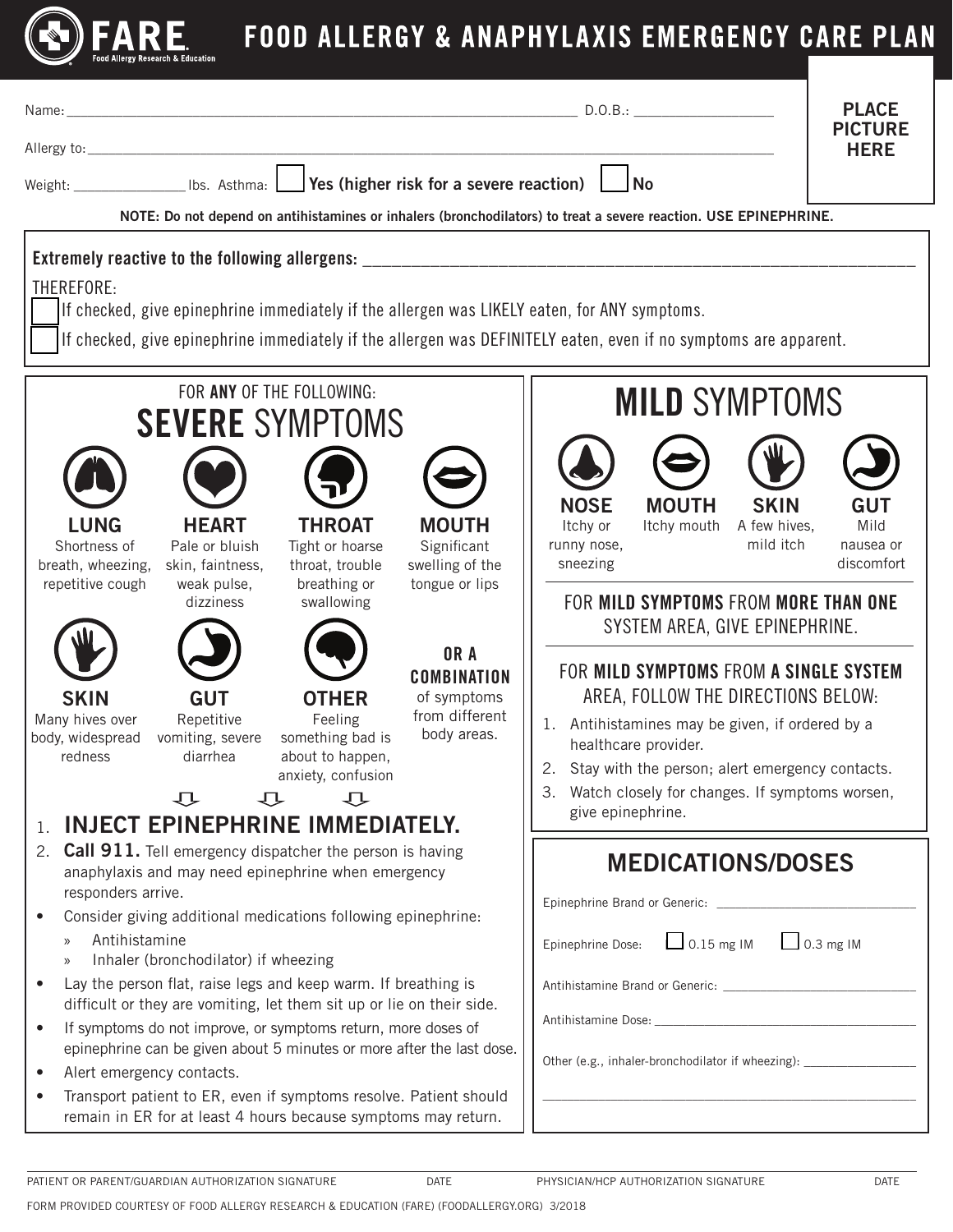# FARE Food Allergy Research & Education — FOOD ALLERGY & ANAPHYLAXIS EMERGENCY CARE PLAN

Name: ______________________________________________ D.O.B.: ______________

Allergy to: ______________________________________________________________

Weight: ____________ lbs. Asthma: ☐ **Yes (higher risk for a severe reaction)** ☐ **No**

PLACE PICTURE HERE

**NOTE: Do not depend on antihistamines or inhalers (bronchodilators) to treat a severe reaction. USE EPINEPHRINE.**

**Extremely reactive to the following allergens:** ______________________________________________

THEREFORE:

☐ If checked, give epinephrine immediately if the allergen was LIKELY eaten, for ANY symptoms.

☐ If checked, give epinephrine immediately if the allergen was DEFINITELY eaten, even if no symptoms are apparent.

## FOR ANY OF THE FOLLOWING: SEVERE SYMPTOMS

- **LUNG** — Shortness of breath, wheezing, repetitive cough
- **HEART** — Pale or bluish skin, faintness, weak pulse, dizziness
- **THROAT** — Tight or hoarse throat, trouble breathing or swallowing
- **MOUTH** — Significant swelling of the tongue or lips
- **SKIN** — Many hives over body, widespread redness
- **GUT** — Repetitive vomiting, severe diarrhea
- **OTHER** — Feeling something bad is about to happen, anxiety, confusion
- **OR A COMBINATION** of symptoms from different body areas.

1. **INJECT EPINEPHRINE IMMEDIATELY.**
2. **Call 911.** Tell emergency dispatcher the person is having anaphylaxis and may need epinephrine when emergency responders arrive.

- Consider giving additional medications following epinephrine:
  - » Antihistamine
  - » Inhaler (bronchodilator) if wheezing
- Lay the person flat, raise legs and keep warm. If breathing is difficult or they are vomiting, let them sit up or lie on their side.
- If symptoms do not improve, or symptoms return, more doses of epinephrine can be given about 5 minutes or more after the last dose.
- Alert emergency contacts.
- Transport patient to ER, even if symptoms resolve. Patient should remain in ER for at least 4 hours because symptoms may return.

## MILD SYMPTOMS

- **NOSE** — Itchy or runny nose, sneezing
- **MOUTH** — Itchy mouth
- **SKIN** — A few hives, mild itch
- **GUT** — Mild nausea or discomfort

FOR **MILD SYMPTOMS** FROM **MORE THAN ONE** SYSTEM AREA, GIVE EPINEPHRINE.

FOR **MILD SYMPTOMS** FROM **A SINGLE SYSTEM** AREA, FOLLOW THE DIRECTIONS BELOW:

1. Antihistamines may be given, if ordered by a healthcare provider.
2. Stay with the person; alert emergency contacts.
3. Watch closely for changes. If symptoms worsen, give epinephrine.

## MEDICATIONS/DOSES

Epinephrine Brand or Generic: ______________________

Epinephrine Dose: ☐ 0.15 mg IM ☐ 0.3 mg IM

Antihistamine Brand or Generic: ______________________

Antihistamine Dose: ______________________

Other (e.g., inhaler-bronchodilator if wheezing): ______________________

______________________________________________

PATIENT OR PARENT/GUARDIAN AUTHORIZATION SIGNATURE    DATE    PHYSICIAN/HCP AUTHORIZATION SIGNATURE    DATE

FORM PROVIDED COURTESY OF FOOD ALLERGY RESEARCH & EDUCATION (FARE) (FOODALLERGY.ORG) 3/2018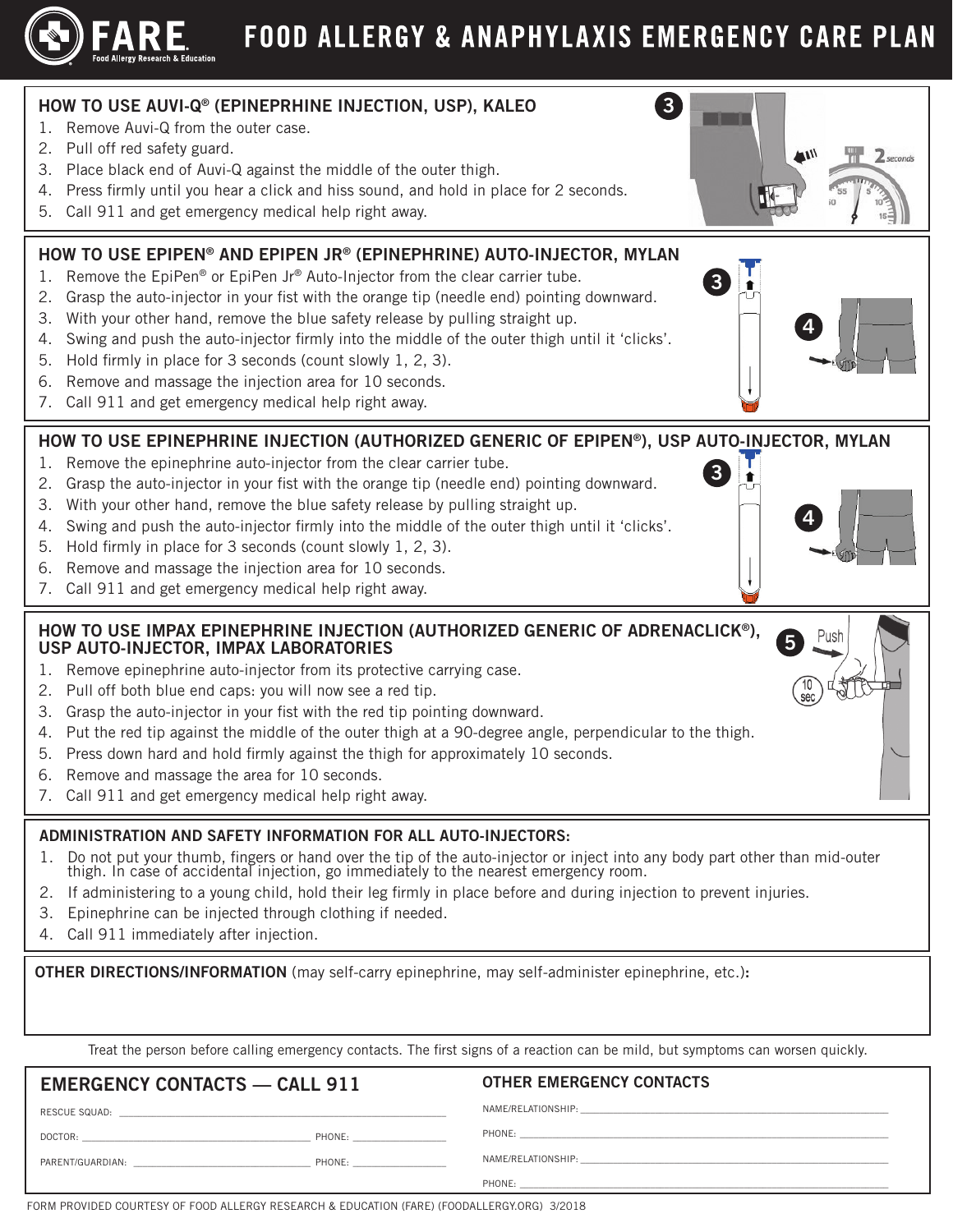# FARE Food Allergy Research & Education — FOOD ALLERGY & ANAPHYLAXIS EMERGENCY CARE PLAN

## HOW TO USE AUVI-Q® (EPINEPRHINE INJECTION, USP), KALEO

1. Remove Auvi-Q from the outer case.
2. Pull off red safety guard.
3. Place black end of Auvi-Q against the middle of the outer thigh.
4. Press firmly until you hear a click and hiss sound, and hold in place for 2 seconds.
5. Call 911 and get emergency medical help right away.

## HOW TO USE EPIPEN® AND EPIPEN JR® (EPINEPHRINE) AUTO-INJECTOR, MYLAN

1. Remove the EpiPen® or EpiPen Jr® Auto-Injector from the clear carrier tube.
2. Grasp the auto-injector in your fist with the orange tip (needle end) pointing downward.
3. With your other hand, remove the blue safety release by pulling straight up.
4. Swing and push the auto-injector firmly into the middle of the outer thigh until it 'clicks'.
5. Hold firmly in place for 3 seconds (count slowly 1, 2, 3).
6. Remove and massage the injection area for 10 seconds.
7. Call 911 and get emergency medical help right away.

## HOW TO USE EPINEPHRINE INJECTION (AUTHORIZED GENERIC OF EPIPEN®), USP AUTO-INJECTOR, MYLAN

1. Remove the epinephrine auto-injector from the clear carrier tube.
2. Grasp the auto-injector in your fist with the orange tip (needle end) pointing downward.
3. With your other hand, remove the blue safety release by pulling straight up.
4. Swing and push the auto-injector firmly into the middle of the outer thigh until it 'clicks'.
5. Hold firmly in place for 3 seconds (count slowly 1, 2, 3).
6. Remove and massage the injection area for 10 seconds.
7. Call 911 and get emergency medical help right away.

## HOW TO USE IMPAX EPINEPHRINE INJECTION (AUTHORIZED GENERIC OF ADRENACLICK®), USP AUTO-INJECTOR, IMPAX LABORATORIES

1. Remove epinephrine auto-injector from its protective carrying case.
2. Pull off both blue end caps: you will now see a red tip.
3. Grasp the auto-injector in your fist with the red tip pointing downward.
4. Put the red tip against the middle of the outer thigh at a 90-degree angle, perpendicular to the thigh.
5. Press down hard and hold firmly against the thigh for approximately 10 seconds.
6. Remove and massage the area for 10 seconds.
7. Call 911 and get emergency medical help right away.

## ADMINISTRATION AND SAFETY INFORMATION FOR ALL AUTO-INJECTORS:

1. Do not put your thumb, fingers or hand over the tip of the auto-injector or inject into any body part other than mid-outer thigh. In case of accidental injection, go immediately to the nearest emergency room.
2. If administering to a young child, hold their leg firmly in place before and during injection to prevent injuries.
3. Epinephrine can be injected through clothing if needed.
4. Call 911 immediately after injection.

**OTHER DIRECTIONS/INFORMATION** (may self-carry epinephrine, may self-administer epinephrine, etc.)**:**

Treat the person before calling emergency contacts. The first signs of a reaction can be mild, but symptoms can worsen quickly.

## EMERGENCY CONTACTS — CALL 911

RESCUE SQUAD: ______________________________

DOCTOR: ____________________ PHONE: ______________

PARENT/GUARDIAN: ____________________ PHONE: ______________

## OTHER EMERGENCY CONTACTS

NAME/RELATIONSHIP: ______________________________

PHONE: ______________________________

NAME/RELATIONSHIP: ______________________________

PHONE: ______________________________

FORM PROVIDED COURTESY OF FOOD ALLERGY RESEARCH & EDUCATION (FARE) (FOODALLERGY.ORG) 3/2018